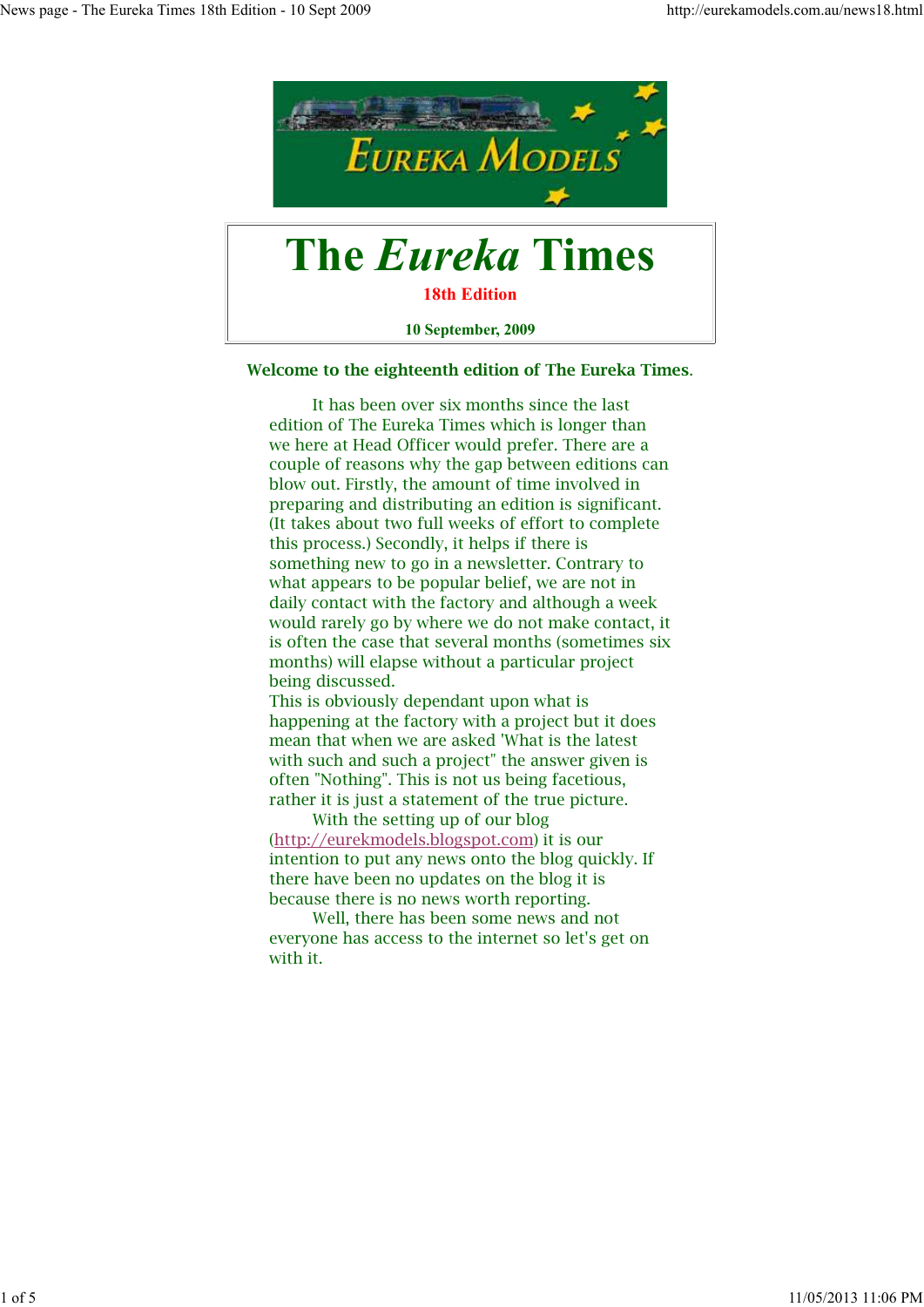# The *Eureka* Times

**18th Edition**

**10 September, 2009**

**Welcome to the eighteenth edition of The Eureka Times.**

It has been over six months since the last edition of The Eureka Times which is longer than we here at Head Officer would prefer. There are a couple of reasons why the gap between editions can blow out. Firstly, the amount of time involved in preparing and distributing an edition is significant. (It takes about two full weeks of effort to complete this process.) Secondly, it helps if there is something new to go in a newsletter. Contrary to what appears to be popular belief, we are not in daily contact with the factory and although a week would rarely go by where we do not make contact, it is often the case that several months (sometimes six months) will elapse without a particular project being discussed.

This is obviously dependant upon what is happening at the factory with a project but it does mean that when we are asked 'What is the latest with such and such a project" the answer given is often "Nothing". This is not us being facetious, rather it is just a statement of the true picture.

With the setting up of our blog (http://eurekmodels.blogspot.com) it is our intention to put any news onto the blog quickly. If there have been no updates on the blog it is because there is no news worth reporting.

Well, there has been some news and not everyone has access to the internet so let's get on with it.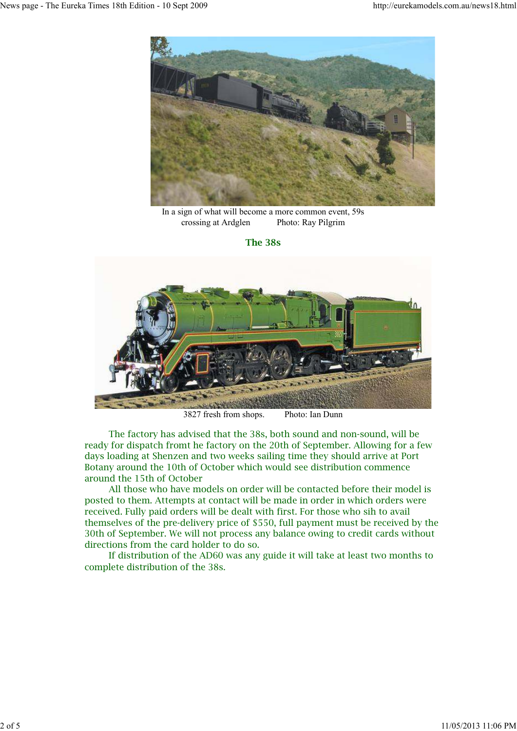In a sign of what will become a more common event, 59s crossing at Ardglen            Photo: Ray Pilgrim

## The 38s

3827 fresh from shops.         Photo: Ian Dunn

The factory has advised that the 38s, both sound and non-sound, will be ready for dispatch fromt he factory on the 20th of September. Allowing for a few days loading at Shenzen and two weeks sailing time they should arrive at Port Botany around the 10th of October which would see distribution commence around the 15th of October

All those who have models on order will be contacted before their model is posted to them. Attempts at contact will be made in order in which orders were received. Fully paid orders will be dealt with first. For those who sih to avail themselves of the pre-delivery price of $550, full payment must be received by the 30th of September. We will not process any balance owing to credit cards without directions from the card holder to do so.

If distribution of the AD60 was any guide it will take at least two months to complete distribution of the 38s.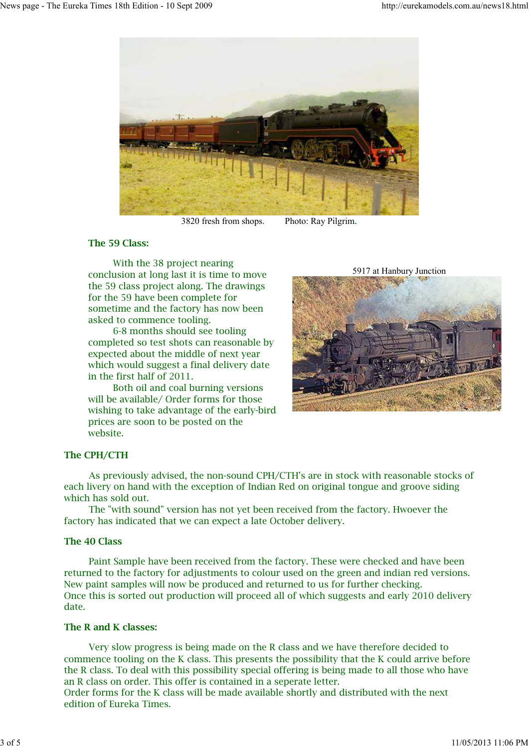3820 fresh from shops. Photo: Ray Pilgrim.

### The 59 Class:

With the 38 project nearing conclusion at long last it is time to move the 59 class project along. The drawings for the 59 have been complete for sometime and the factory has now been asked to commence tooling.

6-8 months should see tooling completed so test shots can reasonable by expected about the middle of next year which would suggest a final delivery date in the first half of 2011.

Both oil and coal burning versions will be available/ Order forms for those wishing to take advantage of the early-bird prices are soon to be posted on the website.

5917 at Hanbury Junction

### The CPH/CTH

As previously advised, the non-sound CPH/CTH's are in stock with reasonable stocks of each livery on hand with the exception of Indian Red on original tongue and groove siding which has sold out.

The "with sound" version has not yet been received from the factory. Hwoever the factory has indicated that we can expect a late October delivery.

### The 40 Class

Paint Sample have been received from the factory. These were checked and have been returned to the factory for adjustments to colour used on the green and indian red versions. New paint samples will now be produced and returned to us for further checking.
Once this is sorted out production will proceed all of which suggests and early 2010 delivery date.

### The R and K classes:

Very slow progress is being made on the R class and we have therefore decided to commence tooling on the K class. This presents the possibility that the K could arrive before the R class. To deal with this possibility special offering is being made to all those who have an R class on order. This offer is contained in a seperate letter.
Order forms for the K class will be made available shortly and distributed with the next edition of Eureka Times.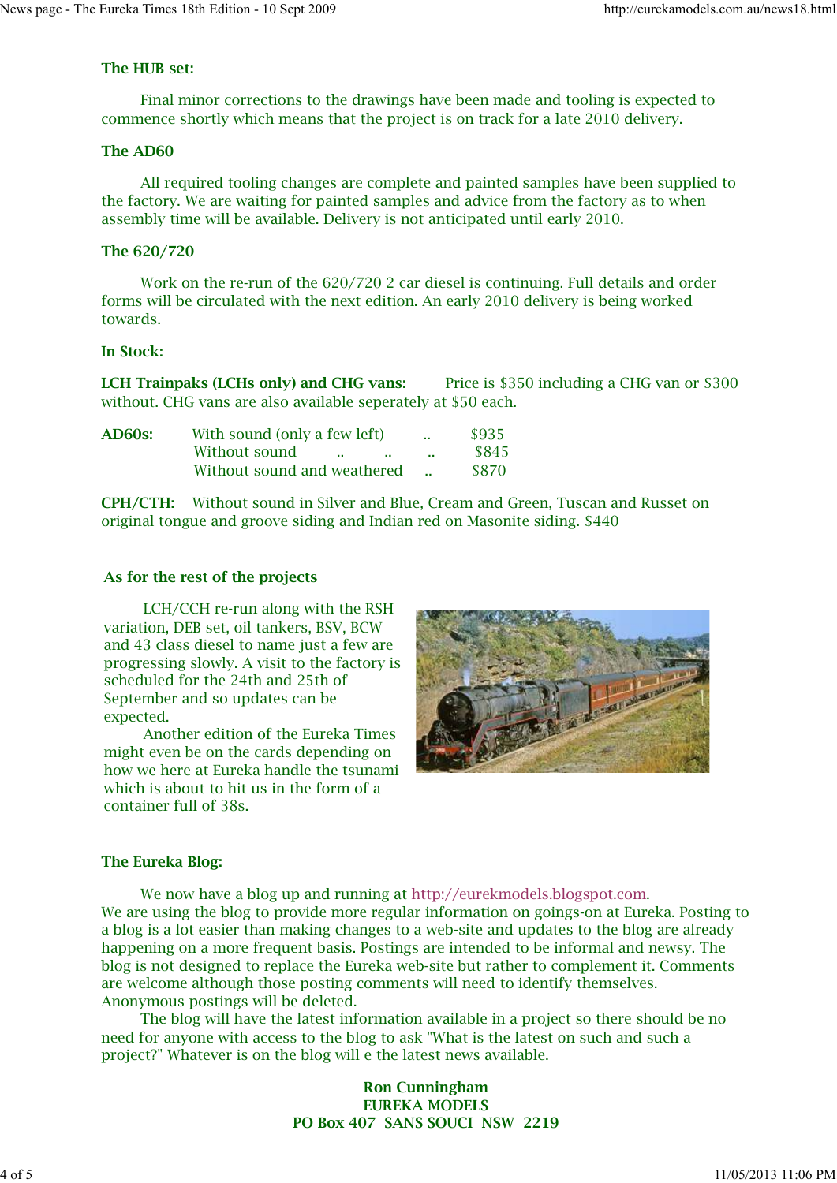**The HUB set:**

Final minor corrections to the drawings have been made and tooling is expected to commence shortly which means that the project is on track for a late 2010 delivery.

**The AD60**

All required tooling changes are complete and painted samples have been supplied to the factory. We are waiting for painted samples and advice from the factory as to when assembly time will be available. Delivery is not anticipated until early 2010.

**The 620/720**

Work on the re-run of the 620/720 2 car diesel is continuing. Full details and order forms will be circulated with the next edition. An early 2010 delivery is being worked towards.

**In Stock:**

**LCH Trainpaks (LCHs only) and CHG vans:** Price is $350 including a CHG van or $300 without. CHG vans are also available seperately at $50 each.

**AD60s:**

| | | |
|---|---|---|
| With sound (only a few left) | .. | $935 |
| Without sound | .. | $845 |
| Without sound and weathered | .. | $870 |

**CPH/CTH:** Without sound in Silver and Blue, Cream and Green, Tuscan and Russet on original tongue and groove siding and Indian red on Masonite siding. $440

**As for the rest of the projects**

LCH/CCH re-run along with the RSH variation, DEB set, oil tankers, BSV, BCW and 43 class diesel to name just a few are progressing slowly. A visit to the factory is scheduled for the 24th and 25th of September and so updates can be expected.

Another edition of the Eureka Times might even be on the cards depending on how we here at Eureka handle the tsunami which is about to hit us in the form of a container full of 38s.

**The Eureka Blog:**

We now have a blog up and running at http://eurekmodels.blogspot.com. We are using the blog to provide more regular information on goings-on at Eureka. Posting to a blog is a lot easier than making changes to a web-site and updates to the blog are already happening on a more frequent basis. Postings are intended to be informal and newsy. The blog is not designed to replace the Eureka web-site but rather to complement it. Comments are welcome although those posting comments will need to identify themselves. Anonymous postings will be deleted.

The blog will have the latest information available in a project so there should be no need for anyone with access to the blog to ask "What is the latest on such and such a project?" Whatever is on the blog will e the latest news available.

**Ron Cunningham**
**EUREKA MODELS**
**PO Box 407 SANS SOUCI NSW 2219**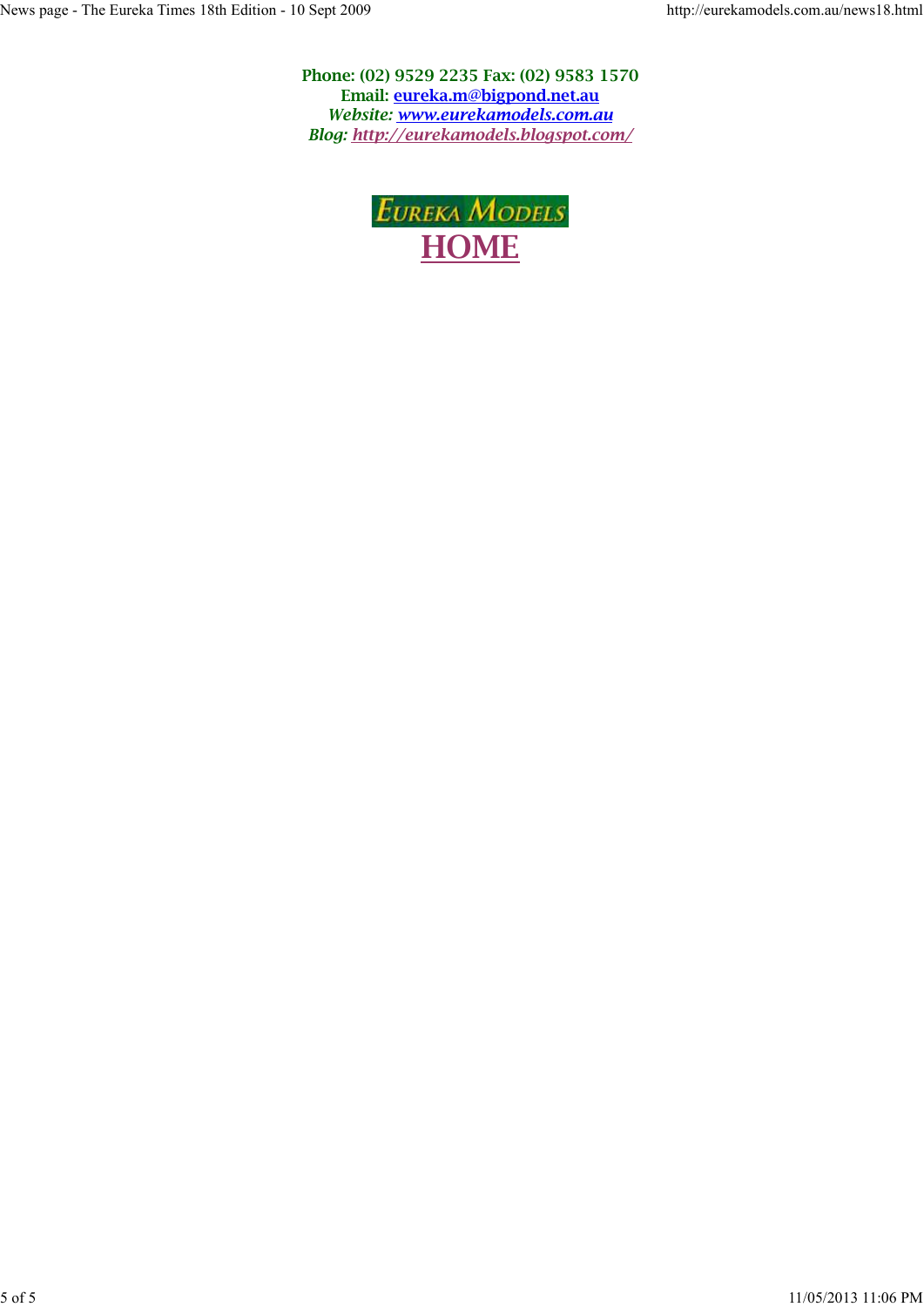**Phone: (02) 9529 2235 Fax: (02) 9583 1570**
**Email: eureka.m@bigpond.net.au**
***Website: www.eurekamodels.com.au***
***Blog: http://eurekamodels.blogspot.com/***

EUREKA MODELS

# HOME